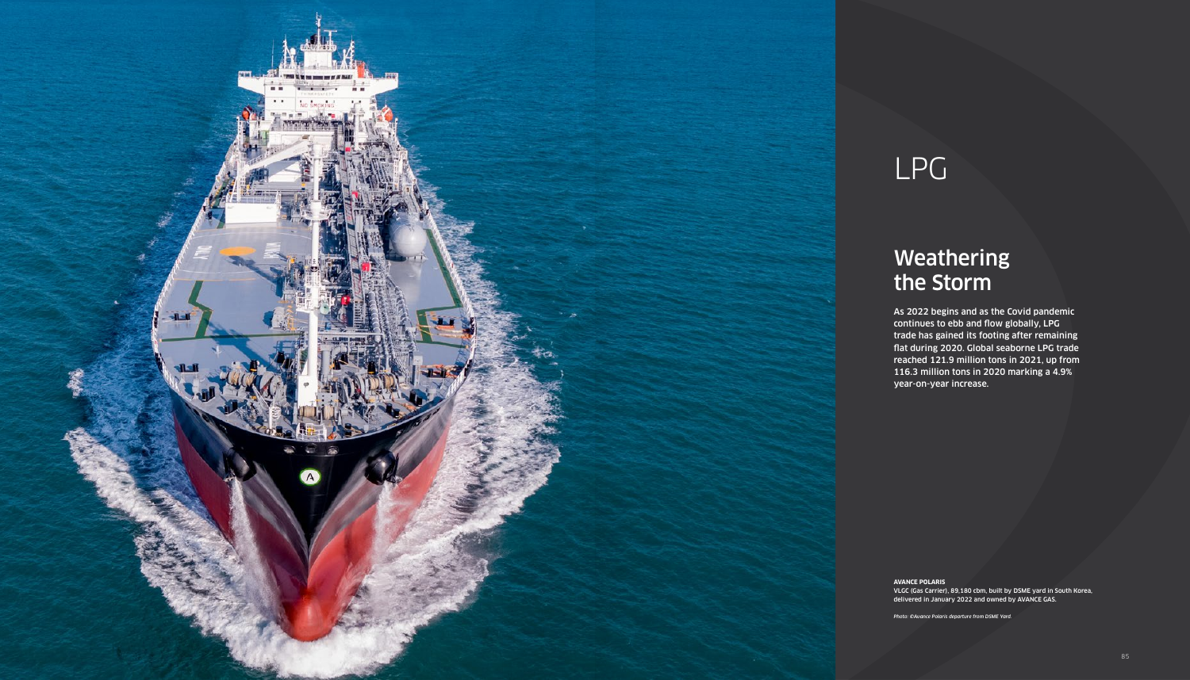# LPG

## Weathering the Storm

**As 2022 begins and as the Covid pandemic continues to ebb and flow globally, LPG trade has gained its footing after remaining flat during 2020. Global seaborne LPG trade reached 121.9 million tons in 2021, up from 116.3 million tons in 2020 marking a 4.9% year-on-year increase.**

**AVANCE POLARIS**
VLGC (Gas Carrier), 89,180 cbm, built by DSME yard in South Korea, delivered in January 2022 and owned by AVANCE GAS.

*Photo: ©Avance Polaris departure from DSME Yard.*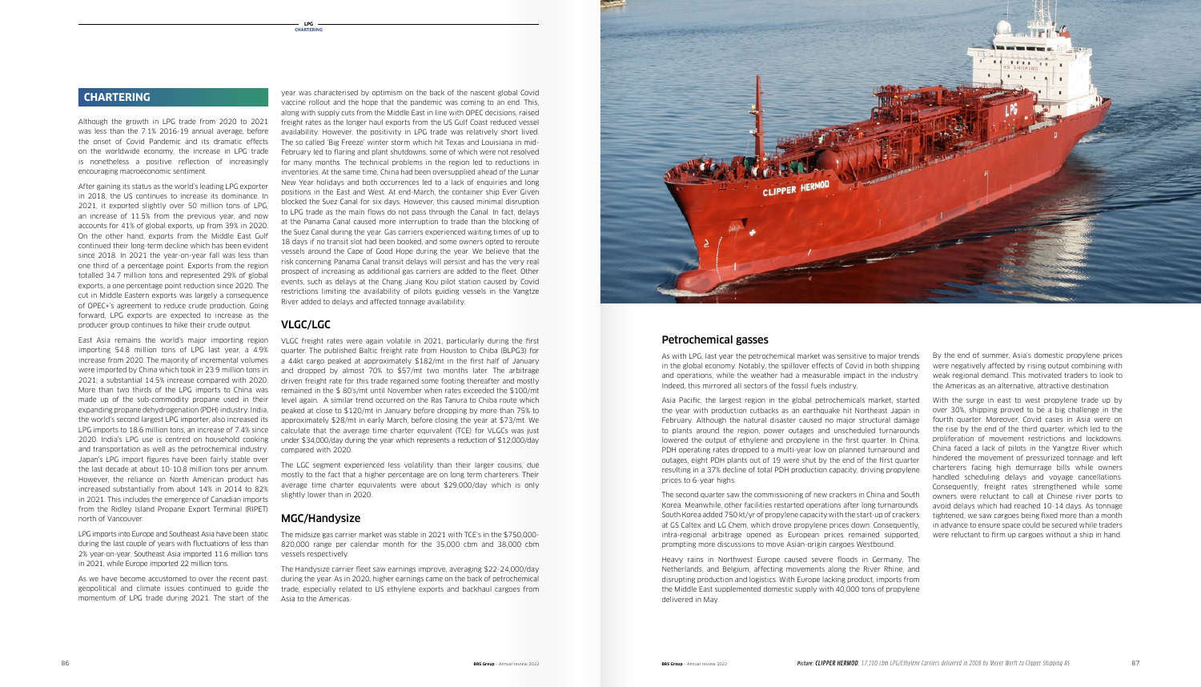## CHARTERING

Although the growth in LPG trade from 2020 to 2021 was less than the 7.1% 2016-19 annual average, before the onset of Covid Pandemic and its dramatic effects on the worldwide economy, the increase in LPG trade is nonetheless a positive reflection of increasingly encouraging macroeconomic sentiment.

After gaining its status as the world's leading LPG exporter in 2018, the US continues to increase its dominance. In 2021, it exported slightly over 50 million tons of LPG, an increase of 11.5% from the previous year, and now accounts for 41% of global exports, up from 39% in 2020. On the other hand, exports from the Middle East Gulf continued their long-term decline which has been evident since 2018. In 2021 the year-on-year fall was less than one third of a percentage point. Exports from the region totalled 34.7 million tons and represented 29% of global exports, a one percentage point reduction since 2020. The cut in Middle Eastern exports was largely a consequence of OPEC+'s agreement to reduce crude production. Going forward, LPG exports are expected to increase as the producer group continues to hike their crude output.

East Asia remains the world's major importing region importing 54.8 million tons of LPG last year, a 4.9% increase from 2020. The majority of incremental volumes were imported by China which took in 23.9 million tons in 2021; a substantial 14.5% increase compared with 2020. More than two thirds of the LPG imports to China was made up of the sub-commodity propane used in their expanding propane dehydrogenation (PDH) industry. India, the world's second largest LPG importer, also increased its LPG imports to 18.6 million tons, an increase of 7.4% since 2020. India's LPG use is centred on household cooking and transportation as well as the petrochemical industry. Japan's LPG import figures have been fairly stable over the last decade at about 10-10.8 million tons per annum. However, the reliance on North American product has increased substantially from about 14% in 2014 to 82% in 2021. This includes the emergence of Canadian imports from the Ridley Island Propane Export Terminal (RIPET) north of Vancouver.

LPG imports into Europe and Southeast Asia have been static during the last couple of years with fluctuations of less than 2% year-on-year. Southeast Asia imported 11.6 million tons in 2021, while Europe imported 22 million tons.

As we have become accustomed to over the recent past, geopolitical and climate issues continued to guide the momentum of LPG trade during 2021. The start of the year was characterised by optimism on the back of the nascent global Covid vaccine rollout and the hope that the pandemic was coming to an end. This, along with supply cuts from the Middle East in line with OPEC decisions, raised freight rates as the longer haul exports from the US Gulf Coast reduced vessel availability. However, the positivity in LPG trade was relatively short lived. The so called 'Big Freeze' winter storm which hit Texas and Louisiana in mid-February led to flaring and plant shutdowns, some of which were not resolved for many months. The technical problems in the region led to reductions in inventories. At the same time, China had been oversupplied ahead of the Lunar New Year holidays and both occurrences led to a lack of enquiries and long positions in the East and West. At end-March, the container ship Ever Given blocked the Suez Canal for six days. However, this caused minimal disruption to LPG trade as the main flows do not pass through the Canal. In fact, delays at the Panama Canal caused more interruption to trade than the blocking of the Suez Canal during the year. Gas carriers experienced waiting times of up to 18 days if no transit slot had been booked, and some owners opted to reroute vessels around the Cape of Good Hope during the year. We believe that the risk concerning Panama Canal transit delays will persist and has the very real prospect of increasing as additional gas carriers are added to the fleet. Other events, such as delays at the Chang Jiang Kou pilot station caused by Covid restrictions limiting the availability of pilots guiding vessels in the Yangtze River added to delays and affected tonnage availability.

### VLGC/LGC

VLGC freight rates were again volatile in 2021, particularly during the first quarter. The published Baltic freight rate from Houston to Chiba (BLPG3) for a 44kt cargo peaked at approximately $182/mt in the first half of January and dropped by almost 70% to $57/mt two months later. The arbitrage driven freight rate for this trade regained some footing thereafter and mostly remained in the $ 80's/mt until November when rates exceeded the $100/mt level again. A similar trend occurred on the Ras Tanura to Chiba route which peaked at close to $120/mt in January before dropping by more than 75% to approximately $28/mt in early March, before closing the year at $73/mt. We calculate that the average time charter equivalent (TCE) for VLGCs was just under $34,000/day during the year which represents a reduction of $12,000/day compared with 2020.

The LGC segment experienced less volatility than their larger cousins, due mostly to the fact that a higher percentage are on long term charterers. Their average time charter equivalents were about $29,000/day which is only slightly lower than in 2020.

### MGC/Handysize

The midsize gas carrier market was stable in 2021 with TCE's in the $750,000-820,000 range per calendar month for the 35,000 cbm and 38,000 cbm vessels respectively.

The Handysize carrier fleet saw earnings improve, averaging $22-24,000/day during the year. As in 2020, higher earnings came on the back of petrochemical trade, especially related to US ethylene exports and backhaul cargoes from Asia to the Americas.

### Petrochemical gasses

As with LPG, last year the petrochemical market was sensitive to major trends in the global economy. Notably, the spillover effects of Covid in both shipping and operations, while the weather had a measurable impact in the industry. Indeed, this mirrored all sectors of the fossil fuels industry.

Asia Pacific, the largest region in the global petrochemicals market, started the year with production cutbacks as an earthquake hit Northeast Japan in February. Although the natural disaster caused no major structural damage to plants around the region, power outages and unscheduled turnarounds lowered the output of ethylene and propylene in the first quarter. In China, PDH operating rates dropped to a multi-year low on planned turnaround and outages; eight PDH plants out of 19 were shut by the end of the first quarter resulting in a 37% decline of total PDH production capacity, driving propylene prices to 6-year highs.

The second quarter saw the commissioning of new crackers in China and South Korea. Meanwhile, other facilities restarted operations after long turnarounds. South Korea added 750 kt/yr of propylene capacity with the start-up of crackers at GS Caltex and LG Chem, which drove propylene prices down. Consequently, intra-regional arbitrage opened as European prices remained supported, prompting more discussions to move Asian-origin cargoes Westbound.

Heavy rains in Northwest Europe caused severe floods in Germany, The Netherlands, and Belgium, affecting movements along the River Rhine, and disrupting production and logistics. With Europe lacking product, imports from the Middle East supplemented domestic supply with 40,000 tons of propylene delivered in May.

By the end of summer, Asia's domestic propylene prices were negatively affected by rising output combining with weak regional demand. This motivated traders to look to the Americas as an alternative, attractive destination.

With the surge in east to west propylene trade up by over 30%, shipping proved to be a big challenge in the fourth quarter. Moreover, Covid cases in Asia were on the rise by the end of the third quarter, which led to the proliferation of movement restrictions and lockdowns. China faced a lack of pilots in the Yangtze River which hindered the movement of pressurized tonnage and left charterers facing high demurrage bills while owners handled scheduling delays and voyage cancellations. Consequently, freight rates strengthened while some owners were reluctant to call at Chinese river ports to avoid delays which had reached 10-14 days. As tonnage tightened, we saw cargoes being fixed more than a month in advance to ensure space could be secured while traders were reluctant to firm up cargoes without a ship in hand.

*Picture: **CLIPPER HERMOD**, 17,100 cbm LPG/Ethylene Carriers delivered in 2008 by Meyer Werft to Clipper Shipping AS.*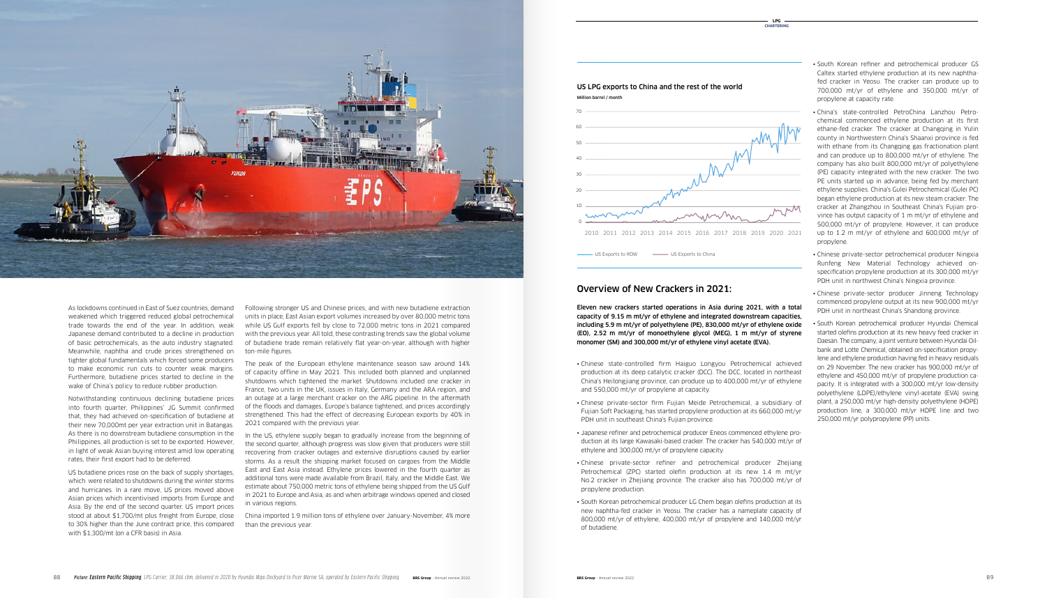As lockdowns continued in East of Suez countries, demand weakened which triggered reduced global petrochemical trade towards the end of the year. In addition, weak Japanese demand contributed to a decline in production of basic petrochemicals, as the auto industry stagnated. Meanwhile, naphtha and crude prices strengthened on tighter global fundamentals which forced some producers to make economic run cuts to counter weak margins. Furthermore, butadiene prices started to decline in the wake of China's policy to reduce rubber production.

Notwithstanding continuous declining butadiene prices into fourth quarter, Philippines' JG Summit confirmed that, they had achieved on-specification of butadiene at their new 70,000mt per year extraction unit in Batangas. As there is no downstream butadiene consumption in the Philippines, all production is set to be exported. However, in light of weak Asian buying interest amid low operating rates, their first export had to be deferred.

US butadiene prices rose on the back of supply shortages, which were related to shutdowns during the winter storms and hurricanes. In a rare move, US prices moved above Asian prices which incentivised imports from Europe and Asia. By the end of the second quarter, US import prices stood at about $1,700/mt plus freight from Europe, close to 30% higher than the June contract price, this compared with $1,300/mt (on a CFR basis) in Asia.

Following stronger US and Chinese prices, and with new butadiene extraction units in place, East Asian export volumes increased by over 80,000 metric tons while US Gulf exports fell by close to 72,000 metric tons in 2021 compared with the previous year. All told, these contrasting trends saw the global volume of butadiene trade remain relatively flat year-on-year, although with higher ton-mile figures.

The peak of the European ethylene maintenance season saw around 14% of capacity offline in May 2021. This included both planned and unplanned shutdowns which tightened the market. Shutdowns included one cracker in France, two units in the UK, issues in Italy, Germany and the ARA region, and an outage at a large merchant cracker on the ARG pipeline. In the aftermath of the floods and damages, Europe's balance tightened, and prices accordingly strengthened. This had the effect of decreasing European exports by 40% in 2021 compared with the previous year.

In the US, ethylene supply began to gradually increase from the beginning of the second quarter, although progress was slow given that producers were still recovering from cracker outages and extensive disruptions caused by earlier storms. As a result the shipping market focused on cargoes from the Middle East and East Asia instead. Ethylene prices lowered in the fourth quarter as additional tons were made available from Brazil, Italy, and the Middle East. We estimate about 750,000 metric tons of ethylene being shipped from the US Gulf in 2021 to Europe and Asia, as and when arbitrage windows opened and closed in various regions.

China imported 1.9 million tons of ethylene over January-November, 4% more than the previous year.

*Picture: **Eastern Pacific Shipping**, LPG Carrier, 38,066 cbm, delivered in 2020 by Hyundai Mipo Dockyard to Pricer Marine SA, operated by Eastern Pacific Shipping.*

**US LPG exports to China and the rest of the world**

Million barrel / month

(Chart: y-axis 0–70; x-axis 2010–2021; series: US Exports to ROW, US Exports to China)

## Overview of New Crackers in 2021:

**Eleven new crackers started operations in Asia during 2021, with a total capacity of 9.15 m mt/yr of ethylene and integrated downstream capacities, including 5.9 m mt/yr of polyethylene (PE), 830,000 mt/yr of ethylene oxide (EO), 2.52 m mt/yr of monoethylene glycol (MEG), 1 m mt/yr of styrene monomer (SM) and 300,000 mt/yr of ethylene vinyl acetate (EVA).**

- Chinese state-controlled firm Haiguo Longyou Petrochemical achieved production at its deep catalytic cracker (DCC). The DCC, located in northeast China's Heilongjiang province, can produce up to 400,000 mt/yr of ethylene and 550,000 mt/yr of propylene at capacity.
- Chinese private-sector firm Fujian Meide Petrochemical, a subsidiary of Fujian Soft Packaging, has started propylene production at its 660,000 mt/yr PDH unit in southeast China's Fujian province.
- Japanese refiner and petrochemical producer Eneos commenced ethylene production at its large Kawasaki-based cracker. The cracker has 540,000 mt/yr of ethylene and 300,000 mt/yr of propylene capacity.
- Chinese private-sector refiner and petrochemical producer Zhejiang Petrochemical (ZPC) started olefin production at its new 1.4 m mt/yr No.2 cracker in Zhejiang province. The cracker also has 700,000 mt/yr of propylene production.
- South Korean petrochemical producer LG Chem began olefins production at its new naphtha-fed cracker in Yeosu. The cracker has a nameplate capacity of 800,000 mt/yr of ethylene, 400,000 mt/yr of propylene and 140,000 mt/yr of butadiene.
- South Korean refiner and petrochemical producer GS Caltex started ethylene production at its new naphtha-fed cracker in Yeosu. The cracker can produce up to 700,000 mt/yr of ethylene and 350,000 mt/yr of propylene at capacity rate.
- China's state-controlled PetroChina Lanzhou Petrochemical commenced ethylene production at its first ethane-fed cracker. The cracker at Changqing in Yulin county in Northwestern China's Shaanxi province is fed with ethane from its Changqing gas fractionation plant and can produce up to 800,000 mt/yr of ethylene. The company has also built 800,000 mt/yr of polyethylene (PE) capacity integrated with the new cracker. The two PE units started up in advance, being fed by merchant ethylene supplies. China's Gulei Petrochemical (Gulei PC) began ethylene production at its new steam cracker. The cracker at Zhangzhou in Southeast China's Fujian province has output capacity of 1 m mt/yr of ethylene and 500,000 mt/yr of propylene. However, it can produce up to 1.2 m mt/yr of ethylene and 600,000 mt/yr of propylene.
- Chinese private-sector petrochemical producer Ningxia Runfeng New Material Technology achieved on-specification propylene production at its 300,000 mt/yr PDH unit in northwest China's Ningxia province.
- Chinese private-sector producer Jinneng Technology commenced propylene output at its new 900,000 mt/yr PDH unit in northeast China's Shandong province.
- South Korean petrochemical producer Hyundai Chemical started olefins production at its new heavy feed cracker in Daesan. The company, a joint venture between Hyundai Oilbank and Lotte Chemical, obtained on-specification propylene and ethylene production having fed in heavy residuals on 29 November. The new cracker has 900,000 mt/yr of ethylene and 450,000 mt/yr of propylene production capacity. It is integrated with a 300,000 mt/yr low-density polyethylene (LDPE)/ethylene vinyl-acetate (EVA) swing plant, a 250,000 mt/yr high-density polyethylene (HDPE) production line, a 300,000 mt/yr HDPE line and two 250,000 mt/yr polypropylene (PP) units.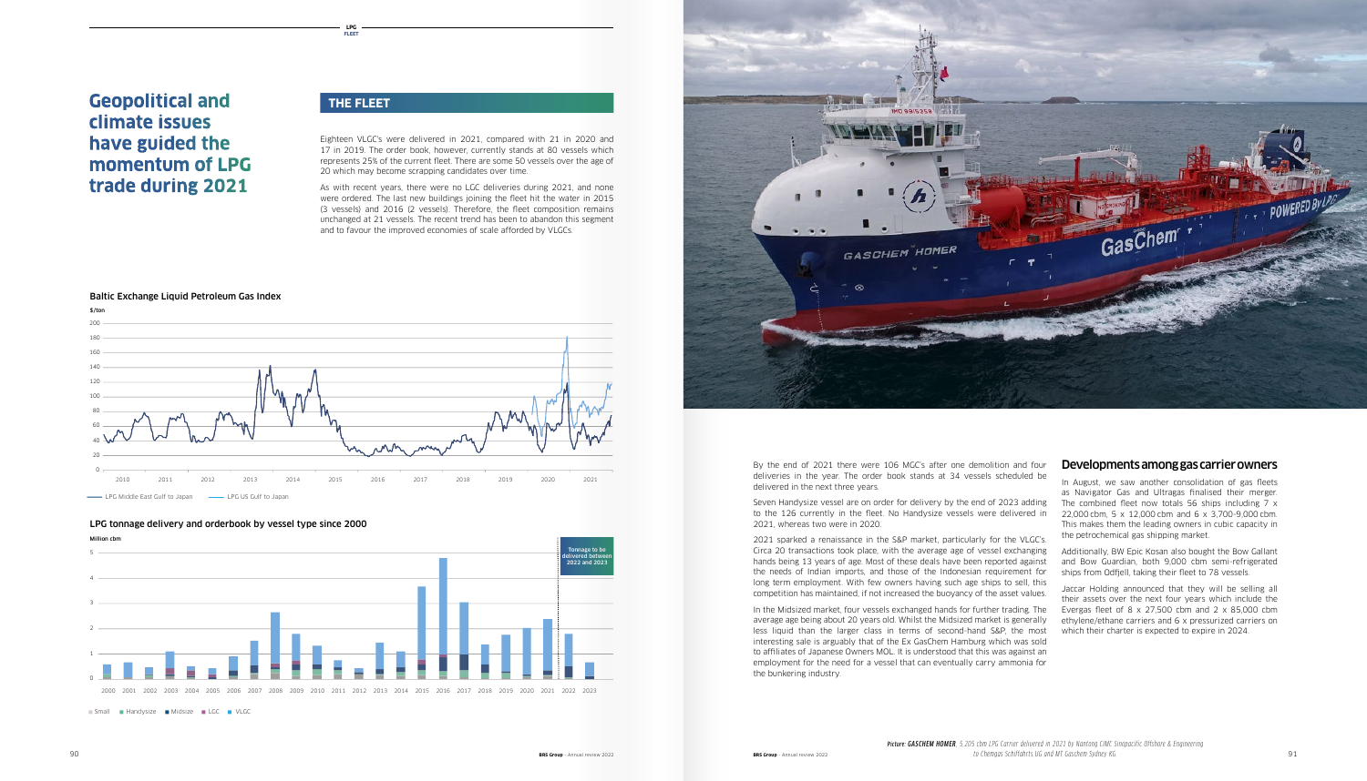# Geopolitical and climate issues have guided the momentum of LPG trade during 2021

## THE FLEET

Eighteen VLGC's were delivered in 2021, compared with 21 in 2020 and 17 in 2019. The order book, however, currently stands at 80 vessels which represents 25% of the current fleet. There are some 50 vessels over the age of 20 which may become scrapping candidates over time.

As with recent years, there were no LGC deliveries during 2021, and none were ordered. The last new buildings joining the fleet hit the water in 2015 (3 vessels) and 2016 (2 vessels). Therefore, the fleet composition remains unchanged at 21 vessels. The recent trend has been to abandon this segment and to favour the improved economies of scale afforded by VLGCs.

Baltic Exchange Liquid Petroleum Gas Index

$/ton

200
180
160
140
120
100
80
60
40
20
0

2010 2011 2012 2013 2014 2015 2016 2017 2018 2019 2020 2021

LPG Middle East Gulf to Japan
LPG US Gulf to Japan

LPG tonnage delivery and orderbook by vessel type since 2000

Million cbm

5
4
3
2
1
0

Tonnage to be delivered between 2022 and 2023

2000 2001 2002 2003 2004 2005 2006 2007 2008 2009 2010 2011 2012 2013 2014 2015 2016 2017 2018 2019 2020 2021 2022 2023

Small, Handysize, Midsize, LGC, VLGC

By the end of 2021 there were 106 MGC's after one demolition and four deliveries in the year. The order book stands at 34 vessels scheduled be delivered in the next three years.

Seven Handysize vessel are on order for delivery by the end of 2023 adding to the 126 currently in the fleet. No Handysize vessels were delivered in 2021, whereas two were in 2020.

2021 sparked a renaissance in the S&P market, particularly for the VLGC's. Circa 20 transactions took place, with the average age of vessel exchanging hands being 13 years of age. Most of these deals have been reported against the needs of Indian imports, and those of the Indonesian requirement for long term employment. With few owners having such age ships to sell, this competition has maintained, if not increased the buoyancy of the asset values.

In the Midsized market, four vessels exchanged hands for further trading. The average age being about 20 years old. Whilst the Midsized market is generally less liquid than the larger class in terms of second-hand S&P, the most interesting sale is arguably that of the Ex GasChem Hamburg which was sold to affiliates of Japanese Owners MOL. It is understood that this was against an employment for the need for a vessel that can eventually carry ammonia for the bunkering industry.

## Developments among gas carrier owners

In August, we saw another consolidation of gas fleets as Navigator Gas and Ultragas finalised their merger. The combined fleet now totals 56 ships including 7 x 22,000 cbm, 5 x 12,000 cbm and 6 x 3,700-9,000 cbm. This makes them the leading owners in cubic capacity in the petrochemical gas shipping market.

Additionally, BW Epic Kosan also bought the Bow Gallant and Bow Guardian, both 9,000 cbm semi-refrigerated ships from Odfjell, taking their fleet to 78 vessels.

Jaccar Holding announced that they will be selling all their assets over the next four years which include the Evergas fleet of 8 x 27,500 cbm and 2 x 85,000 cbm ethylene/ethane carriers and 6 x pressurized carriers on which their charter is expected to expire in 2024.

*Picture: **GASCHEM HOMER**, 5,205 cbm LPG Carrier delivered in 2021 by Nantong CIMC Sinopacific Offshore & Engineering to Chemgas Schiffahrts UG and MT Gaschem Sydney KG.*